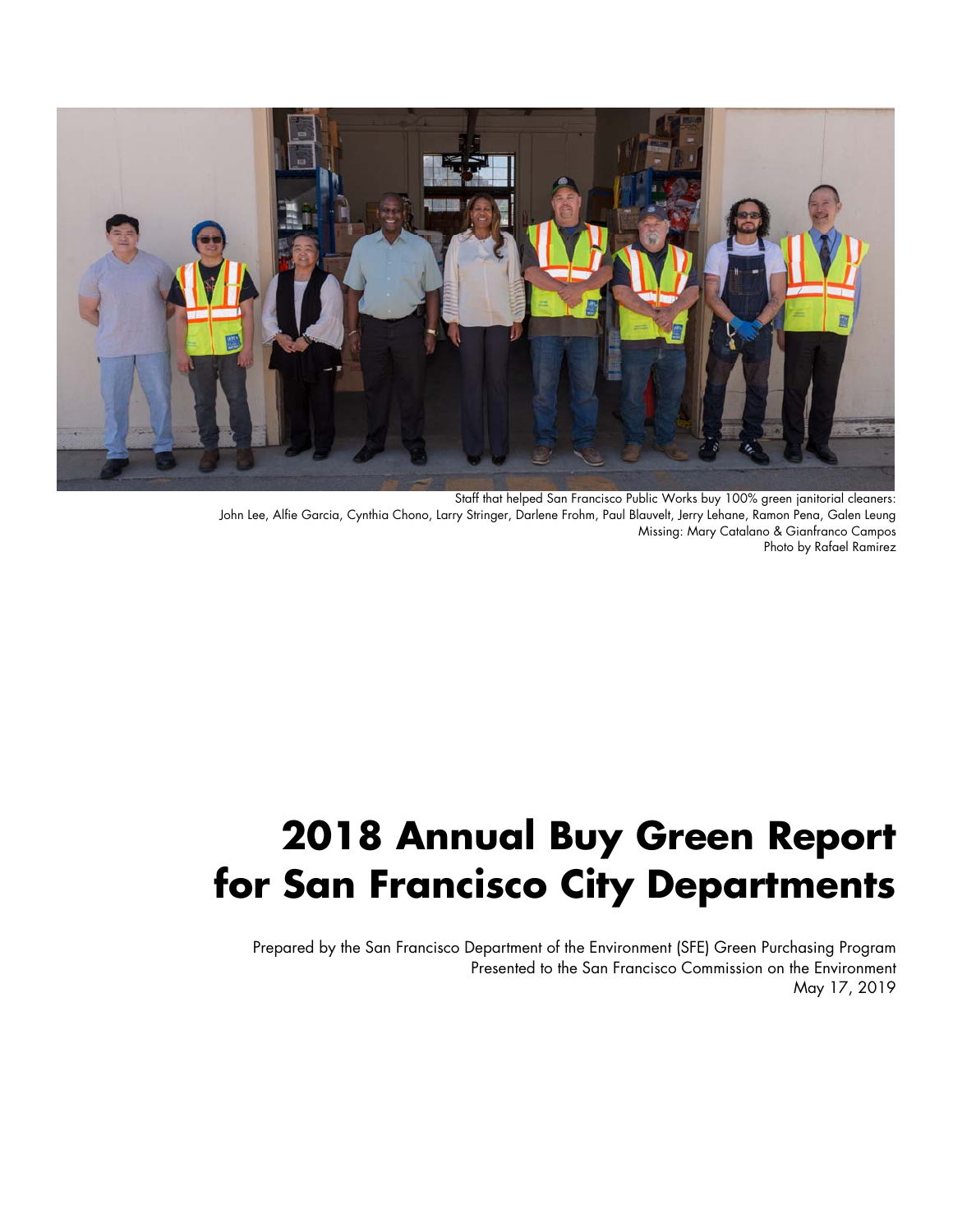Staff that helped San Francisco Public Works buy 100% green janitorial cleaners:
John Lee, Alfie Garcia, Cynthia Chono, Larry Stringer, Darlene Frohm, Paul Blauvelt, Jerry Lehane, Ramon Pena, Galen Leung
Missing: Mary Catalano & Gianfranco Campos
Photo by Rafael Ramirez

# 2018 Annual Buy Green Report for San Francisco City Departments

Prepared by the San Francisco Department of the Environment (SFE) Green Purchasing Program
Presented to the San Francisco Commission on the Environment
May 17, 2019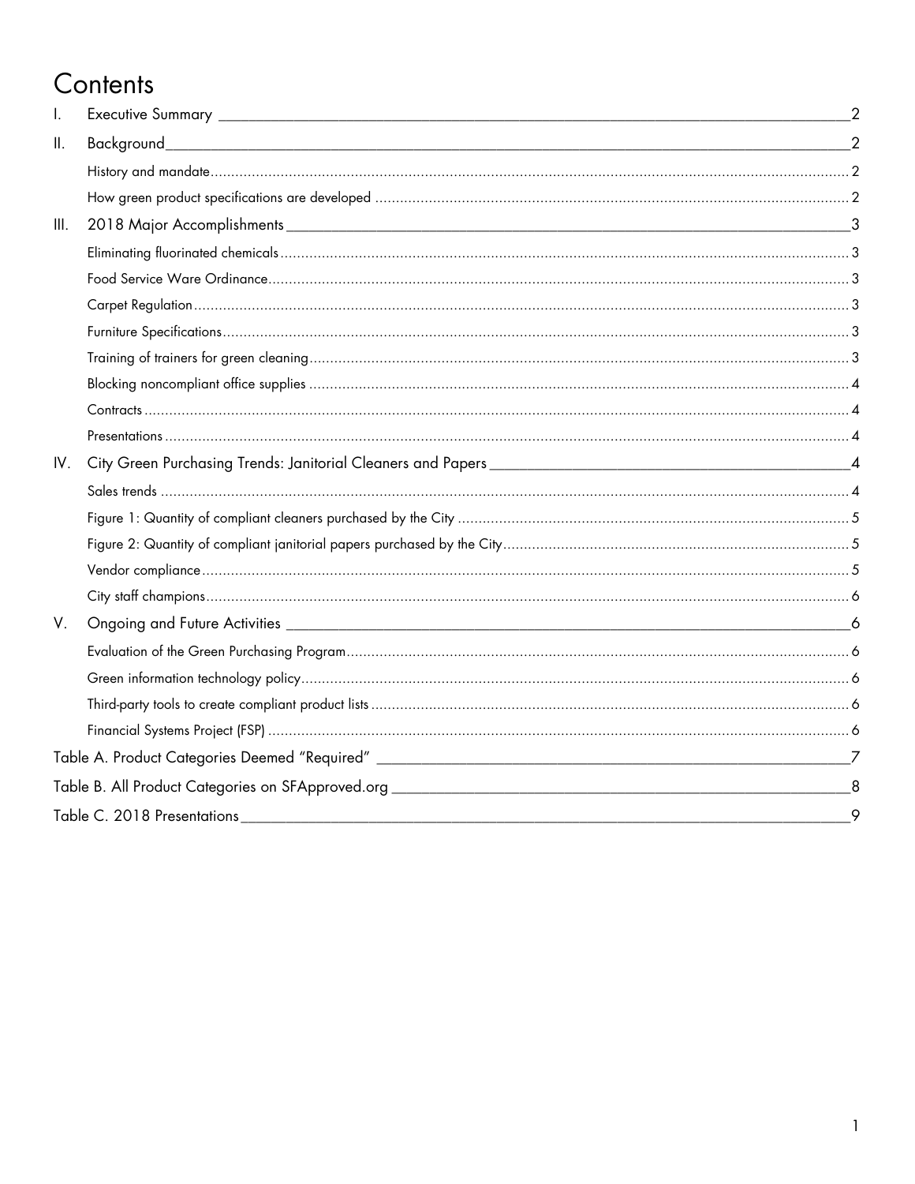# Contents

I. Executive Summary 2

II. Background 2

- History and mandate 2
- How green product specifications are developed 2

III. 2018 Major Accomplishments 3

- Eliminating fluorinated chemicals 3
- Food Service Ware Ordinance 3
- Carpet Regulation 3
- Furniture Specifications 3
- Training of trainers for green cleaning 3
- Blocking noncompliant office supplies 4
- Contracts 4
- Presentations 4

IV. City Green Purchasing Trends: Janitorial Cleaners and Papers 4

- Sales trends 4
- Figure 1: Quantity of compliant cleaners purchased by the City 5
- Figure 2: Quantity of compliant janitorial papers purchased by the City 5
- Vendor compliance 5
- City staff champions 6

V. Ongoing and Future Activities 6

- Evaluation of the Green Purchasing Program 6
- Green information technology policy 6
- Third-party tools to create compliant product lists 6
- Financial Systems Project (FSP) 6

Table A. Product Categories Deemed “Required” 7

Table B. All Product Categories on SFApproved.org 8

Table C. 2018 Presentations 9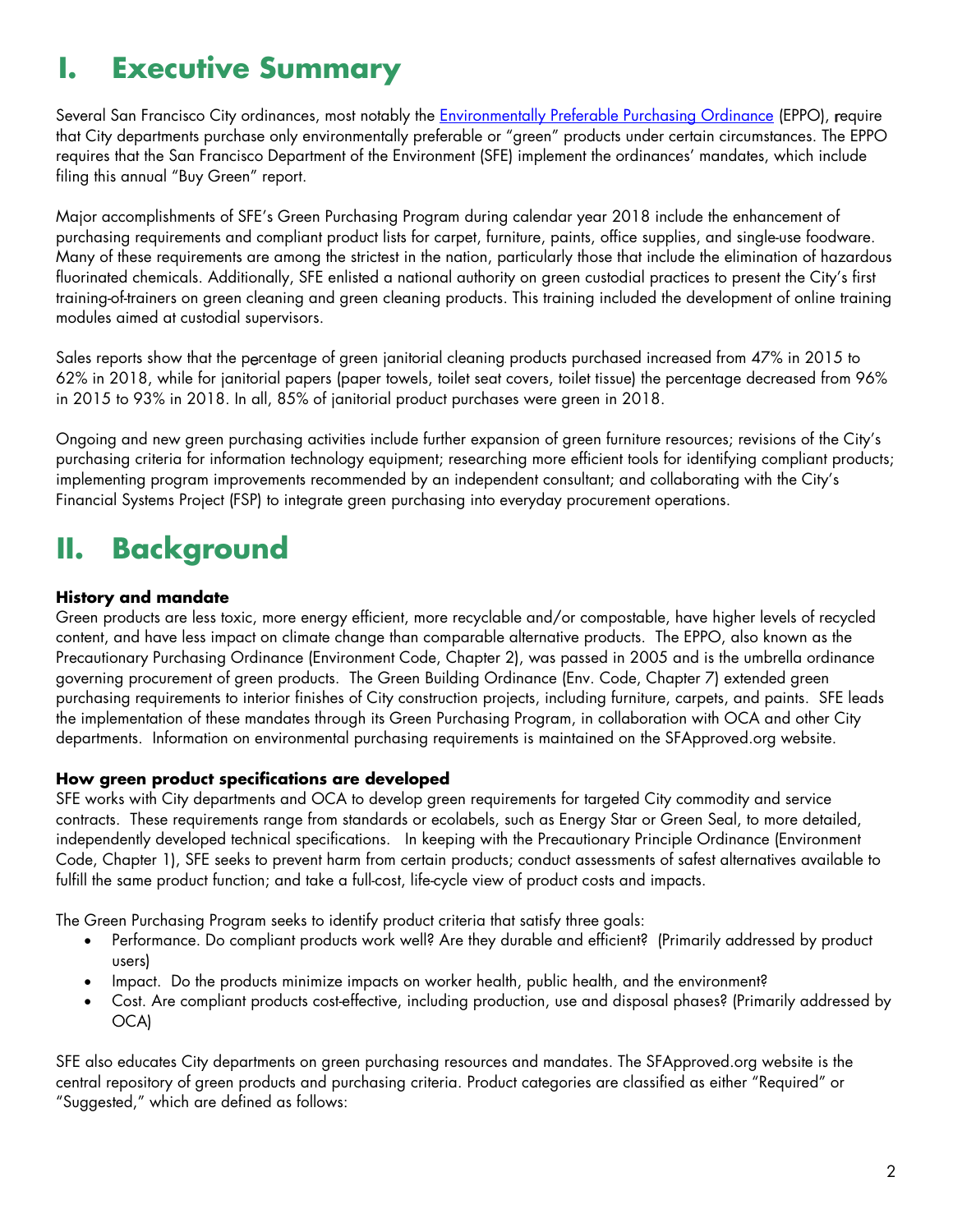# I. Executive Summary

Several San Francisco City ordinances, most notably the [Environmentally Preferable Purchasing Ordinance](Environmentally Preferable Purchasing Ordinance) (EPPO), require that City departments purchase only environmentally preferable or "green" products under certain circumstances. The EPPO requires that the San Francisco Department of the Environment (SFE) implement the ordinances' mandates, which include filing this annual "Buy Green" report.

Major accomplishments of SFE's Green Purchasing Program during calendar year 2018 include the enhancement of purchasing requirements and compliant product lists for carpet, furniture, paints, office supplies, and single-use foodware. Many of these requirements are among the strictest in the nation, particularly those that include the elimination of hazardous fluorinated chemicals. Additionally, SFE enlisted a national authority on green custodial practices to present the City's first training-of-trainers on green cleaning and green cleaning products. This training included the development of online training modules aimed at custodial supervisors.

Sales reports show that the percentage of green janitorial cleaning products purchased increased from 47% in 2015 to 62% in 2018, while for janitorial papers (paper towels, toilet seat covers, toilet tissue) the percentage decreased from 96% in 2015 to 93% in 2018. In all, 85% of janitorial product purchases were green in 2018.

Ongoing and new green purchasing activities include further expansion of green furniture resources; revisions of the City's purchasing criteria for information technology equipment; researching more efficient tools for identifying compliant products; implementing program improvements recommended by an independent consultant; and collaborating with the City's Financial Systems Project (FSP) to integrate green purchasing into everyday procurement operations.

# II. Background

### History and mandate

Green products are less toxic, more energy efficient, more recyclable and/or compostable, have higher levels of recycled content, and have less impact on climate change than comparable alternative products. The EPPO, also known as the Precautionary Purchasing Ordinance (Environment Code, Chapter 2), was passed in 2005 and is the umbrella ordinance governing procurement of green products. The Green Building Ordinance (Env. Code, Chapter 7) extended green purchasing requirements to interior finishes of City construction projects, including furniture, carpets, and paints. SFE leads the implementation of these mandates through its Green Purchasing Program, in collaboration with OCA and other City departments. Information on environmental purchasing requirements is maintained on the SFApproved.org website.

### How green product specifications are developed

SFE works with City departments and OCA to develop green requirements for targeted City commodity and service contracts. These requirements range from standards or ecolabels, such as Energy Star or Green Seal, to more detailed, independently developed technical specifications. In keeping with the Precautionary Principle Ordinance (Environment Code, Chapter 1), SFE seeks to prevent harm from certain products; conduct assessments of safest alternatives available to fulfill the same product function; and take a full-cost, life-cycle view of product costs and impacts.

The Green Purchasing Program seeks to identify product criteria that satisfy three goals:

- Performance. Do compliant products work well? Are they durable and efficient? (Primarily addressed by product users)
- Impact. Do the products minimize impacts on worker health, public health, and the environment?
- Cost. Are compliant products cost-effective, including production, use and disposal phases? (Primarily addressed by OCA)

SFE also educates City departments on green purchasing resources and mandates. The SFApproved.org website is the central repository of green products and purchasing criteria. Product categories are classified as either "Required" or "Suggested," which are defined as follows: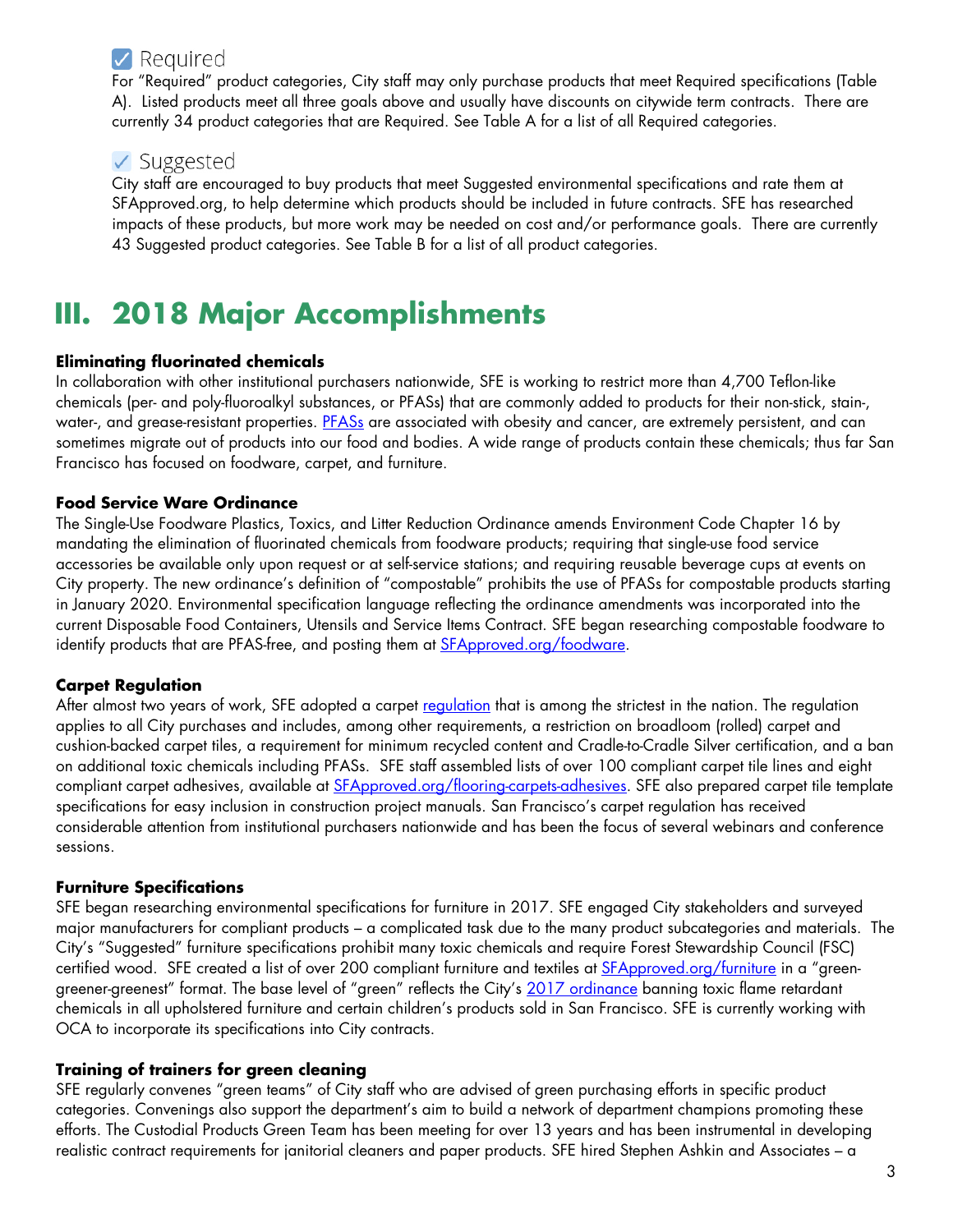### ☑ Required

For "Required" product categories, City staff may only purchase products that meet Required specifications (Table A). Listed products meet all three goals above and usually have discounts on citywide term contracts. There are currently 34 product categories that are Required. See Table A for a list of all Required categories.

### ✓ Suggested

City staff are encouraged to buy products that meet Suggested environmental specifications and rate them at SFApproved.org, to help determine which products should be included in future contracts. SFE has researched impacts of these products, but more work may be needed on cost and/or performance goals. There are currently 43 Suggested product categories. See Table B for a list of all product categories.

# III. 2018 Major Accomplishments

**Eliminating fluorinated chemicals**

In collaboration with other institutional purchasers nationwide, SFE is working to restrict more than 4,700 Teflon-like chemicals (per- and poly-fluoroalkyl substances, or PFASs) that are commonly added to products for their non-stick, stain-, water-, and grease-resistant properties. PFASs are associated with obesity and cancer, are extremely persistent, and can sometimes migrate out of products into our food and bodies. A wide range of products contain these chemicals; thus far San Francisco has focused on foodware, carpet, and furniture.

**Food Service Ware Ordinance**

The Single-Use Foodware Plastics, Toxics, and Litter Reduction Ordinance amends Environment Code Chapter 16 by mandating the elimination of fluorinated chemicals from foodware products; requiring that single-use food service accessories be available only upon request or at self-service stations; and requiring reusable beverage cups at events on City property. The new ordinance's definition of "compostable" prohibits the use of PFASs for compostable products starting in January 2020. Environmental specification language reflecting the ordinance amendments was incorporated into the current Disposable Food Containers, Utensils and Service Items Contract. SFE began researching compostable foodware to identify products that are PFAS-free, and posting them at SFApproved.org/foodware.

**Carpet Regulation**

After almost two years of work, SFE adopted a carpet regulation that is among the strictest in the nation. The regulation applies to all City purchases and includes, among other requirements, a restriction on broadloom (rolled) carpet and cushion-backed carpet tiles, a requirement for minimum recycled content and Cradle-to-Cradle Silver certification, and a ban on additional toxic chemicals including PFASs. SFE staff assembled lists of over 100 compliant carpet tile lines and eight compliant carpet adhesives, available at SFApproved.org/flooring-carpets-adhesives. SFE also prepared carpet tile template specifications for easy inclusion in construction project manuals. San Francisco's carpet regulation has received considerable attention from institutional purchasers nationwide and has been the focus of several webinars and conference sessions.

**Furniture Specifications**

SFE began researching environmental specifications for furniture in 2017. SFE engaged City stakeholders and surveyed major manufacturers for compliant products – a complicated task due to the many product subcategories and materials. The City's "Suggested" furniture specifications prohibit many toxic chemicals and require Forest Stewardship Council (FSC) certified wood. SFE created a list of over 200 compliant furniture and textiles at SFApproved.org/furniture in a "green-greener-greenest" format. The base level of "green" reflects the City's 2017 ordinance banning toxic flame retardant chemicals in all upholstered furniture and certain children's products sold in San Francisco. SFE is currently working with OCA to incorporate its specifications into City contracts.

**Training of trainers for green cleaning**

SFE regularly convenes "green teams" of City staff who are advised of green purchasing efforts in specific product categories. Convenings also support the department's aim to build a network of department champions promoting these efforts. The Custodial Products Green Team has been meeting for over 13 years and has been instrumental in developing realistic contract requirements for janitorial cleaners and paper products. SFE hired Stephen Ashkin and Associates – a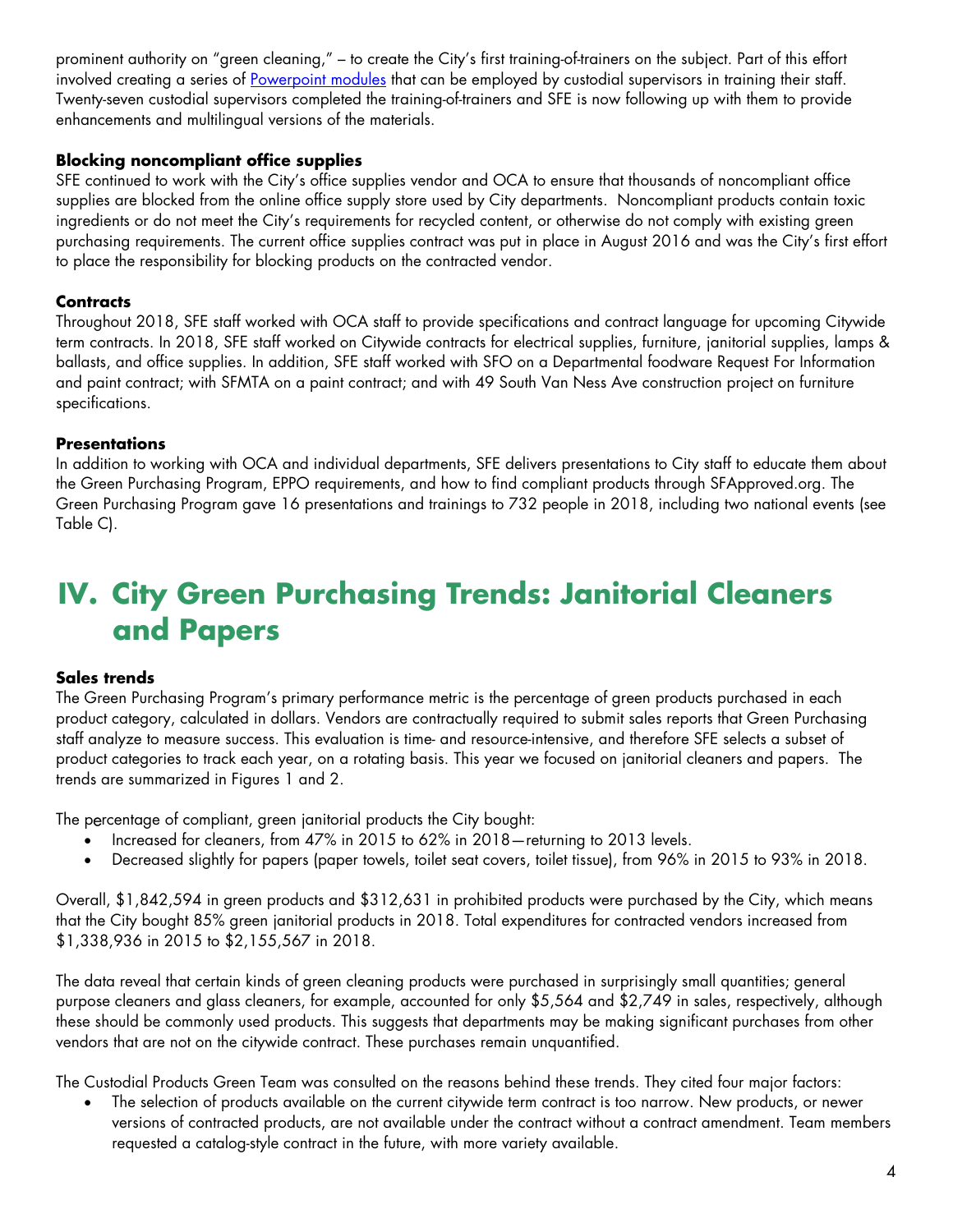prominent authority on "green cleaning," – to create the City's first training-of-trainers on the subject. Part of this effort involved creating a series of Powerpoint modules that can be employed by custodial supervisors in training their staff. Twenty-seven custodial supervisors completed the training-of-trainers and SFE is now following up with them to provide enhancements and multilingual versions of the materials.

### Blocking noncompliant office supplies

SFE continued to work with the City's office supplies vendor and OCA to ensure that thousands of noncompliant office supplies are blocked from the online office supply store used by City departments. Noncompliant products contain toxic ingredients or do not meet the City's requirements for recycled content, or otherwise do not comply with existing green purchasing requirements. The current office supplies contract was put in place in August 2016 and was the City's first effort to place the responsibility for blocking products on the contracted vendor.

### Contracts

Throughout 2018, SFE staff worked with OCA staff to provide specifications and contract language for upcoming Citywide term contracts. In 2018, SFE staff worked on Citywide contracts for electrical supplies, furniture, janitorial supplies, lamps & ballasts, and office supplies. In addition, SFE staff worked with SFO on a Departmental foodware Request For Information and paint contract; with SFMTA on a paint contract; and with 49 South Van Ness Ave construction project on furniture specifications.

### Presentations

In addition to working with OCA and individual departments, SFE delivers presentations to City staff to educate them about the Green Purchasing Program, EPPO requirements, and how to find compliant products through SFApproved.org. The Green Purchasing Program gave 16 presentations and trainings to 732 people in 2018, including two national events (see Table C).

# IV. City Green Purchasing Trends: Janitorial Cleaners and Papers

### Sales trends

The Green Purchasing Program's primary performance metric is the percentage of green products purchased in each product category, calculated in dollars. Vendors are contractually required to submit sales reports that Green Purchasing staff analyze to measure success. This evaluation is time- and resource-intensive, and therefore SFE selects a subset of product categories to track each year, on a rotating basis. This year we focused on janitorial cleaners and papers. The trends are summarized in Figures 1 and 2.

The percentage of compliant, green janitorial products the City bought:

- Increased for cleaners, from 47% in 2015 to 62% in 2018—returning to 2013 levels.
- Decreased slightly for papers (paper towels, toilet seat covers, toilet tissue), from 96% in 2015 to 93% in 2018.

Overall, $1,842,594 in green products and $312,631 in prohibited products were purchased by the City, which means that the City bought 85% green janitorial products in 2018. Total expenditures for contracted vendors increased from $1,338,936 in 2015 to $2,155,567 in 2018.

The data reveal that certain kinds of green cleaning products were purchased in surprisingly small quantities; general purpose cleaners and glass cleaners, for example, accounted for only $5,564 and $2,749 in sales, respectively, although these should be commonly used products. This suggests that departments may be making significant purchases from other vendors that are not on the citywide contract. These purchases remain unquantified.

The Custodial Products Green Team was consulted on the reasons behind these trends. They cited four major factors:

- The selection of products available on the current citywide term contract is too narrow. New products, or newer versions of contracted products, are not available under the contract without a contract amendment. Team members requested a catalog-style contract in the future, with more variety available.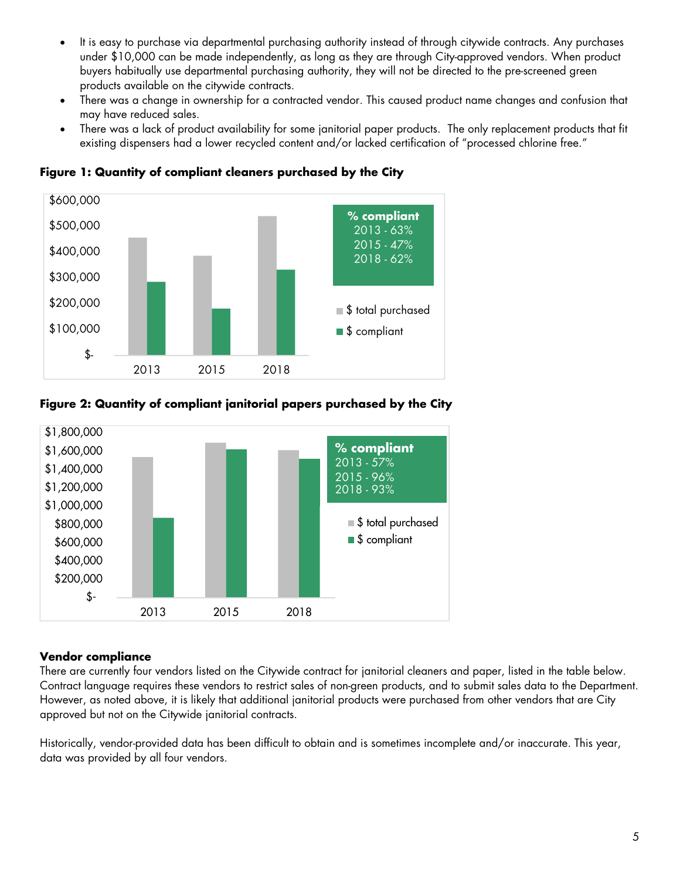- It is easy to purchase via departmental purchasing authority instead of through citywide contracts. Any purchases under $10,000 can be made independently, as long as they are through City-approved vendors. When product buyers habitually use departmental purchasing authority, they will not be directed to the pre-screened green products available on the citywide contracts.
- There was a change in ownership for a contracted vendor. This caused product name changes and confusion that may have reduced sales.
- There was a lack of product availability for some janitorial paper products. The only replacement products that fit existing dispensers had a lower recycled content and/or lacked certification of "processed chlorine free."

**Figure 1: Quantity of compliant cleaners purchased by the City**

**% compliant**
2013 - 63%
2015 - 47%
2018 - 62%

**Figure 2: Quantity of compliant janitorial papers purchased by the City**

**% compliant**
2013 - 57%
2015 - 96%
2018 - 93%

## Vendor compliance

There are currently four vendors listed on the Citywide contract for janitorial cleaners and paper, listed in the table below. Contract language requires these vendors to restrict sales of non-green products, and to submit sales data to the Department. However, as noted above, it is likely that additional janitorial products were purchased from other vendors that are City approved but not on the Citywide janitorial contracts.

Historically, vendor-provided data has been difficult to obtain and is sometimes incomplete and/or inaccurate. This year, data was provided by all four vendors.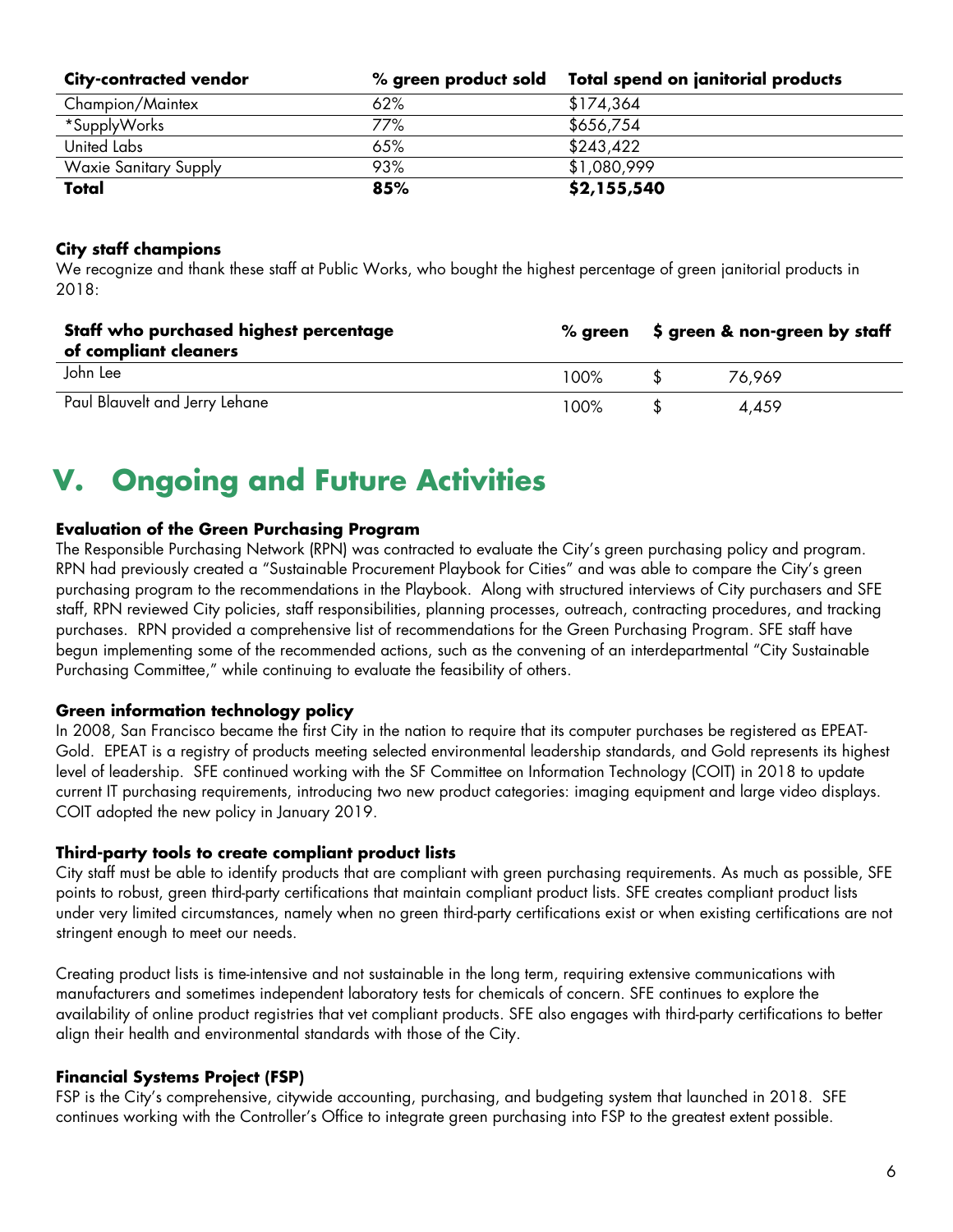| City-contracted vendor | % green product sold | Total spend on janitorial products |
|---|---|---|
| Champion/Maintex | 62% | $174,364 |
| *SupplyWorks | 77% | $656,754 |
| United Labs | 65% | $243,422 |
| Waxie Sanitary Supply | 93% | $1,080,999 |
| **Total** | **85%** | **$2,155,540** |

**City staff champions**

We recognize and thank these staff at Public Works, who bought the highest percentage of green janitorial products in 2018:

| Staff who purchased highest percentage of compliant cleaners | % green | $ green & non-green by staff |
|---|---|---|
| John Lee | 100% | $ 76,969 |
| Paul Blauvelt and Jerry Lehane | 100% | $ 4,459 |

# V. Ongoing and Future Activities

**Evaluation of the Green Purchasing Program**

The Responsible Purchasing Network (RPN) was contracted to evaluate the City's green purchasing policy and program. RPN had previously created a "Sustainable Procurement Playbook for Cities" and was able to compare the City's green purchasing program to the recommendations in the Playbook. Along with structured interviews of City purchasers and SFE staff, RPN reviewed City policies, staff responsibilities, planning processes, outreach, contracting procedures, and tracking purchases. RPN provided a comprehensive list of recommendations for the Green Purchasing Program. SFE staff have begun implementing some of the recommended actions, such as the convening of an interdepartmental "City Sustainable Purchasing Committee," while continuing to evaluate the feasibility of others.

**Green information technology policy**

In 2008, San Francisco became the first City in the nation to require that its computer purchases be registered as EPEAT-Gold. EPEAT is a registry of products meeting selected environmental leadership standards, and Gold represents its highest level of leadership. SFE continued working with the SF Committee on Information Technology (COIT) in 2018 to update current IT purchasing requirements, introducing two new product categories: imaging equipment and large video displays. COIT adopted the new policy in January 2019.

**Third-party tools to create compliant product lists**

City staff must be able to identify products that are compliant with green purchasing requirements. As much as possible, SFE points to robust, green third-party certifications that maintain compliant product lists. SFE creates compliant product lists under very limited circumstances, namely when no green third-party certifications exist or when existing certifications are not stringent enough to meet our needs.

Creating product lists is time-intensive and not sustainable in the long term, requiring extensive communications with manufacturers and sometimes independent laboratory tests for chemicals of concern. SFE continues to explore the availability of online product registries that vet compliant products. SFE also engages with third-party certifications to better align their health and environmental standards with those of the City.

**Financial Systems Project (FSP)**

FSP is the City's comprehensive, citywide accounting, purchasing, and budgeting system that launched in 2018. SFE continues working with the Controller's Office to integrate green purchasing into FSP to the greatest extent possible.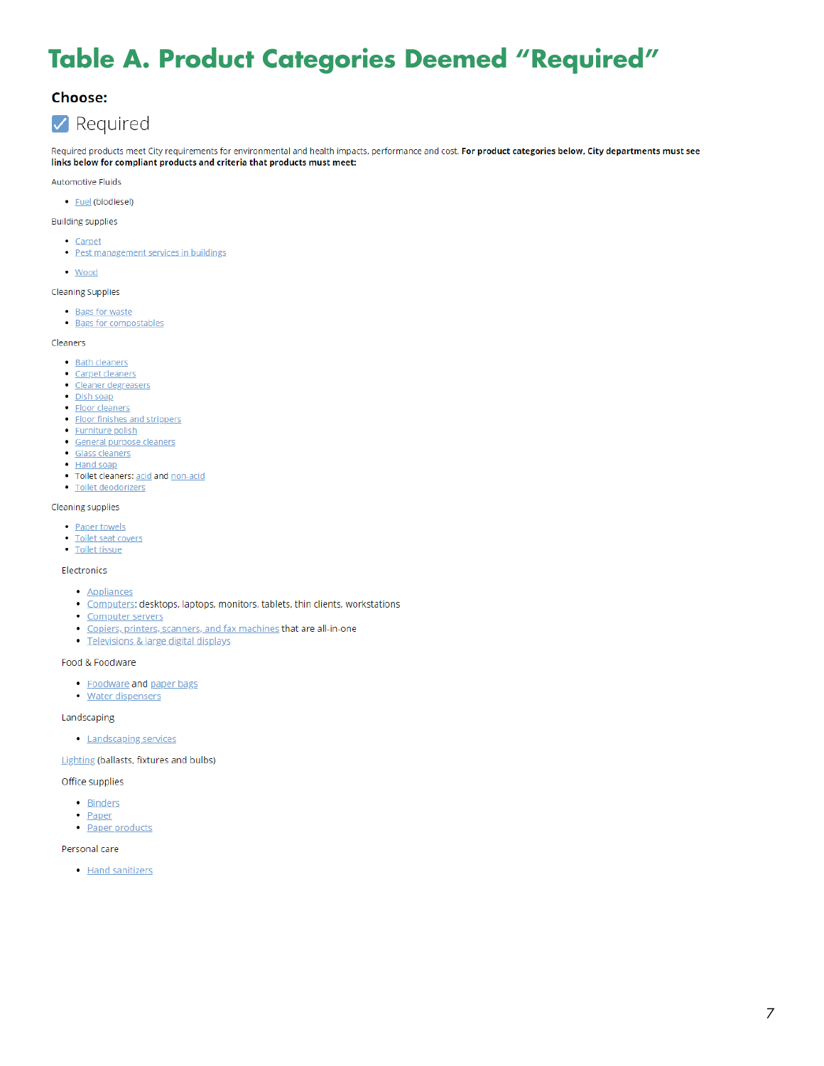# Table A. Product Categories Deemed "Required"

**Choose:**

☑ Required

Required products meet City requirements for environmental and health impacts, performance and cost. **For product categories below, City departments must see links below for compliant products and criteria that products must meet:**

Automotive Fluids

- Fuel (biodiesel)

Building supplies

- Carpet
- Pest management services in buildings
- Wood

Cleaning supplies

- Bags for waste
- Bags for compostables

Cleaners

- Bath cleaners
- Carpet cleaners
- Cleaner degreasers
- Dish soap
- Floor cleaners
- Floor finishes and strippers
- Furniture polish
- General purpose cleaners
- Glass cleaners
- Hand soap
- Toilet cleaners: acid and non-acid
- Toilet deodorizers

Cleaning supplies

- Paper towels
- Toilet seat covers
- Toilet tissue

Electronics

- Appliances
- Computers: desktops, laptops, monitors, tablets, thin clients, workstations
- Computer servers
- Copiers, printers, scanners, and fax machines that are all-in-one
- Televisions & large digital displays

Food & Foodware

- Foodware and paper bags
- Water dispensers

Landscaping

- Landscaping services

Lighting (ballasts, fixtures and bulbs)

Office supplies

- Binders
- Paper
- Paper products

Personal care

- Hand sanitizers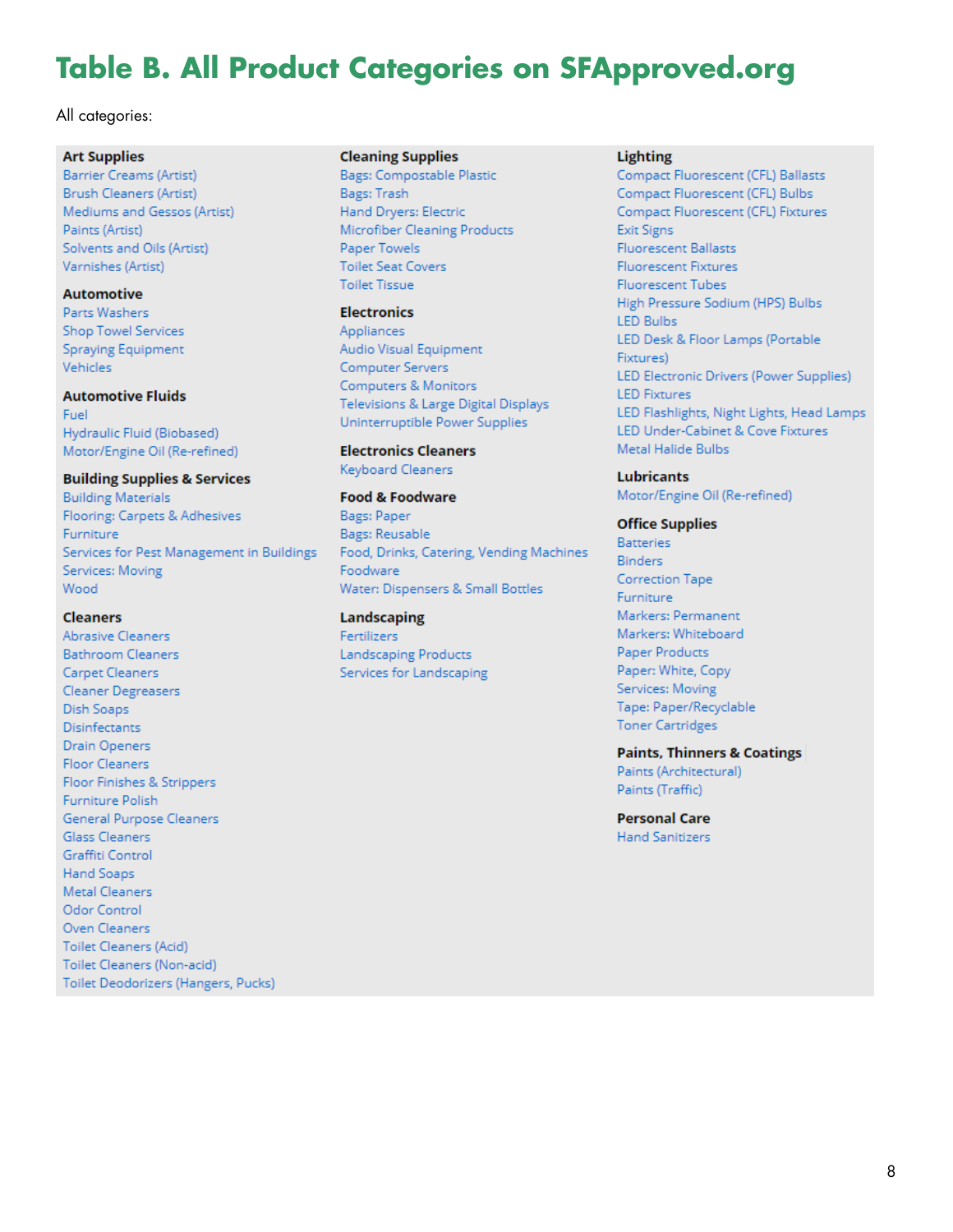# Table B. All Product Categories on SFApproved.org

All categories:

**Art Supplies**
- Barrier Creams (Artist)
- Brush Cleaners (Artist)
- Mediums and Gessos (Artist)
- Paints (Artist)
- Solvents and Oils (Artist)
- Varnishes (Artist)

**Automotive**
- Parts Washers
- Shop Towel Services
- Spraying Equipment
- Vehicles

**Automotive Fluids**
- Fuel
- Hydraulic Fluid (Biobased)
- Motor/Engine Oil (Re-refined)

**Building Supplies & Services**
- Building Materials
- Flooring: Carpets & Adhesives
- Furniture
- Services for Pest Management in Buildings
- Services: Moving
- Wood

**Cleaners**
- Abrasive Cleaners
- Bathroom Cleaners
- Carpet Cleaners
- Cleaner Degreasers
- Dish Soaps
- Disinfectants
- Drain Openers
- Floor Cleaners
- Floor Finishes & Strippers
- Furniture Polish
- General Purpose Cleaners
- Glass Cleaners
- Graffiti Control
- Hand Soaps
- Metal Cleaners
- Odor Control
- Oven Cleaners
- Toilet Cleaners (Acid)
- Toilet Cleaners (Non-acid)
- Toilet Deodorizers (Hangers, Pucks)

**Cleaning Supplies**
- Bags: Compostable Plastic
- Bags: Trash
- Hand Dryers: Electric
- Microfiber Cleaning Products
- Paper Towels
- Toilet Seat Covers
- Toilet Tissue

**Electronics**
- Appliances
- Audio Visual Equipment
- Computer Servers
- Computers & Monitors
- Televisions & Large Digital Displays
- Uninterruptible Power Supplies

**Electronics Cleaners**
- Keyboard Cleaners

**Food & Foodware**
- Bags: Paper
- Bags: Reusable
- Food, Drinks, Catering, Vending Machines
- Foodware
- Water: Dispensers & Small Bottles

**Landscaping**
- Fertilizers
- Landscaping Products
- Services for Landscaping

**Lighting**
- Compact Fluorescent (CFL) Ballasts
- Compact Fluorescent (CFL) Bulbs
- Compact Fluorescent (CFL) Fixtures
- Exit Signs
- Fluorescent Ballasts
- Fluorescent Fixtures
- Fluorescent Tubes
- High Pressure Sodium (HPS) Bulbs
- LED Bulbs
- LED Desk & Floor Lamps (Portable Fixtures)
- LED Electronic Drivers (Power Supplies)
- LED Fixtures
- LED Flashlights, Night Lights, Head Lamps
- LED Under-Cabinet & Cove Fixtures
- Metal Halide Bulbs

**Lubricants**
- Motor/Engine Oil (Re-refined)

**Office Supplies**
- Batteries
- Binders
- Correction Tape
- Furniture
- Markers: Permanent
- Markers: Whiteboard
- Paper Products
- Paper: White, Copy
- Services: Moving
- Tape: Paper/Recyclable
- Toner Cartridges

**Paints, Thinners & Coatings**
- Paints (Architectural)
- Paints (Traffic)

**Personal Care**
- Hand Sanitizers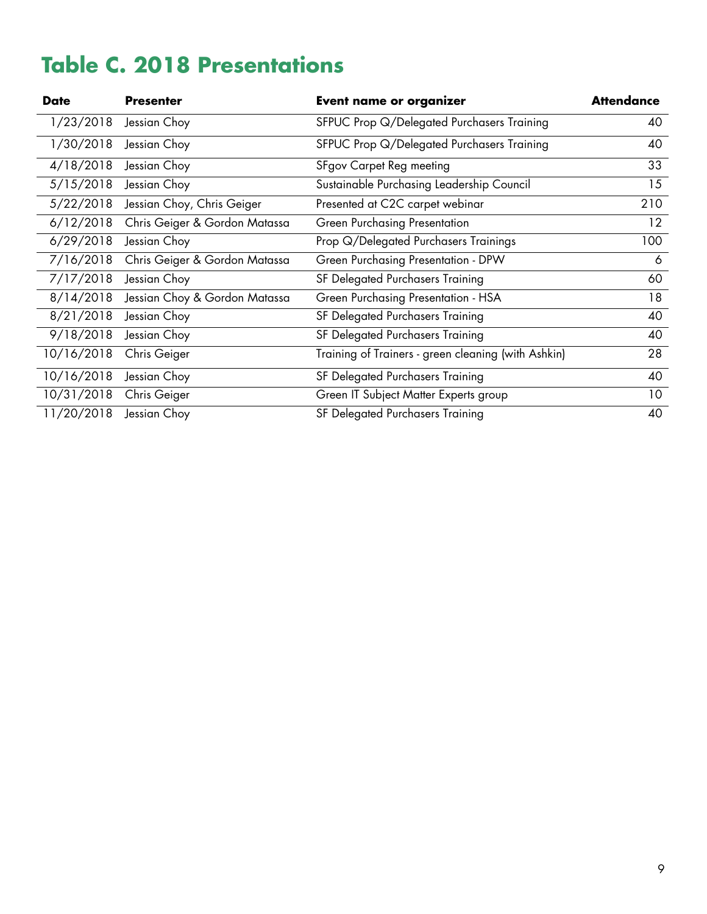# Table C. 2018 Presentations

| Date | Presenter | Event name or organizer | Attendance |
|---|---|---|---|
| 1/23/2018 | Jessian Choy | SFPUC Prop Q/Delegated Purchasers Training | 40 |
| 1/30/2018 | Jessian Choy | SFPUC Prop Q/Delegated Purchasers Training | 40 |
| 4/18/2018 | Jessian Choy | SFgov Carpet Reg meeting | 33 |
| 5/15/2018 | Jessian Choy | Sustainable Purchasing Leadership Council | 15 |
| 5/22/2018 | Jessian Choy, Chris Geiger | Presented at C2C carpet webinar | 210 |
| 6/12/2018 | Chris Geiger & Gordon Matassa | Green Purchasing Presentation | 12 |
| 6/29/2018 | Jessian Choy | Prop Q/Delegated Purchasers Trainings | 100 |
| 7/16/2018 | Chris Geiger & Gordon Matassa | Green Purchasing Presentation - DPW | 6 |
| 7/17/2018 | Jessian Choy | SF Delegated Purchasers Training | 60 |
| 8/14/2018 | Jessian Choy & Gordon Matassa | Green Purchasing Presentation - HSA | 18 |
| 8/21/2018 | Jessian Choy | SF Delegated Purchasers Training | 40 |
| 9/18/2018 | Jessian Choy | SF Delegated Purchasers Training | 40 |
| 10/16/2018 | Chris Geiger | Training of Trainers - green cleaning (with Ashkin) | 28 |
| 10/16/2018 | Jessian Choy | SF Delegated Purchasers Training | 40 |
| 10/31/2018 | Chris Geiger | Green IT Subject Matter Experts group | 10 |
| 11/20/2018 | Jessian Choy | SF Delegated Purchasers Training | 40 |